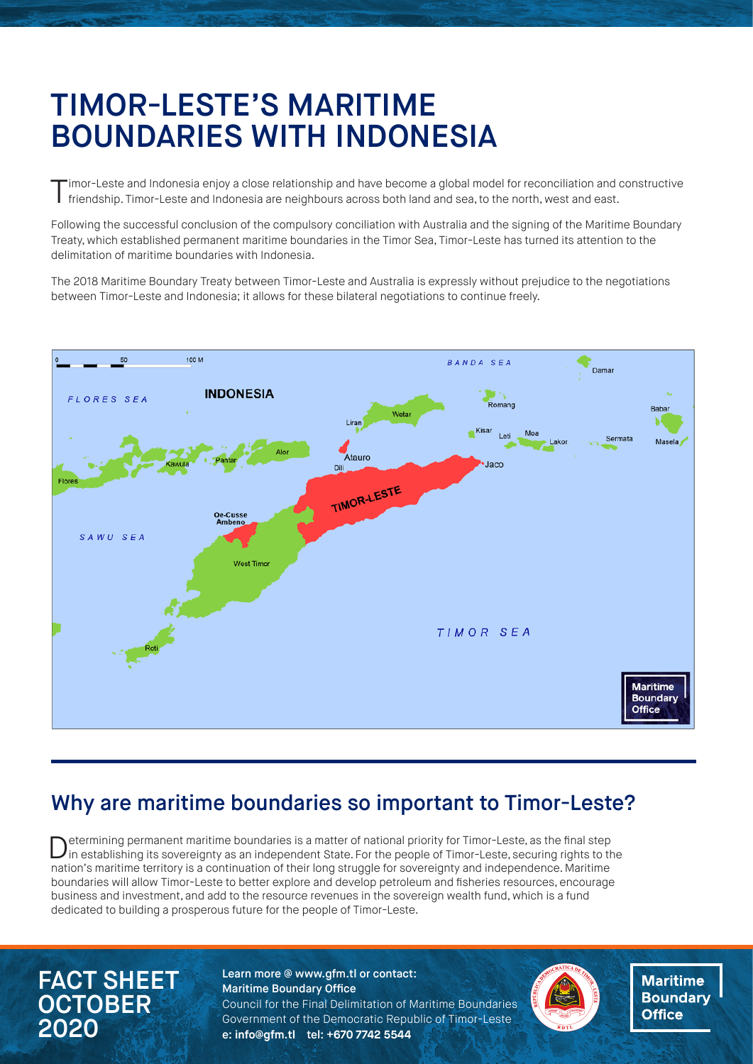# TIMOR-LESTE'S MARITIME BOUNDARIES WITH INDONESIA

Timor-Leste and Indonesia enjoy a close relationship and have become a global model for reconciliation and constructive friendship. Timor-Leste and Indonesia are neighbours across both land and sea, to the north, west and east.

Following the successful conclusion of the compulsory conciliation with Australia and the signing of the Maritime Boundary Treaty, which established permanent maritime boundaries in the Timor Sea, Timor-Leste has turned its attention to the delimitation of maritime boundaries with Indonesia.

The 2018 Maritime Boundary Treaty between Timor-Leste and Australia is expressly without prejudice to the negotiations between Timor-Leste and Indonesia; it allows for these bilateral negotiations to continue freely.

## Why are maritime boundaries so important to Timor-Leste?

Determining permanent maritime boundaries is a matter of national priority for Timor-Leste, as the final step in establishing its sovereignty as an independent State. For the people of Timor-Leste, securing rights to the nation's maritime territory is a continuation of their long struggle for sovereignty and independence. Maritime boundaries will allow Timor-Leste to better explore and develop petroleum and fisheries resources, encourage business and investment, and add to the resource revenues in the sovereign wealth fund, which is a fund dedicated to building a prosperous future for the people of Timor-Leste.

**FACT SHEET OCTOBER 2020**

**Learn more @ www.gfm.tl or contact:**
**Maritime Boundary Office**
Council for the Final Delimitation of Maritime Boundaries
Government of the Democratic Republic of Timor-Leste
**e: info@gfm.tl tel: +670 7742 5544**

**Maritime Boundary Office**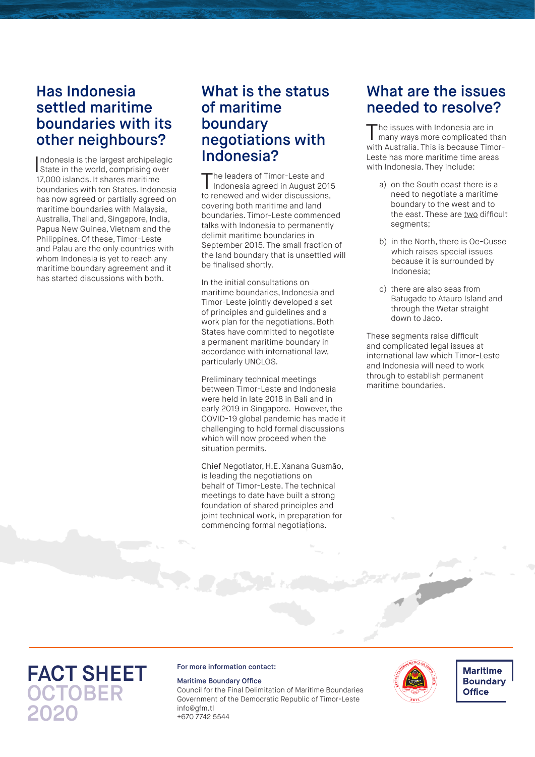## Has Indonesia settled maritime boundaries with its other neighbours?

Indonesia is the largest archipelagic State in the world, comprising over 17,000 islands. It shares maritime boundaries with ten States. Indonesia has now agreed or partially agreed on maritime boundaries with Malaysia, Australia, Thailand, Singapore, India, Papua New Guinea, Vietnam and the Philippines. Of these, Timor-Leste and Palau are the only countries with whom Indonesia is yet to reach any maritime boundary agreement and it has started discussions with both.

## What is the status of maritime boundary negotiations with Indonesia?

The leaders of Timor-Leste and Indonesia agreed in August 2015 to renewed and wider discussions, covering both maritime and land boundaries. Timor-Leste commenced talks with Indonesia to permanently delimit maritime boundaries in September 2015. The small fraction of the land boundary that is unsettled will be finalised shortly.

In the initial consultations on maritime boundaries, Indonesia and Timor-Leste jointly developed a set of principles and guidelines and a work plan for the negotiations. Both States have committed to negotiate a permanent maritime boundary in accordance with international law, particularly UNCLOS.

Preliminary technical meetings between Timor-Leste and Indonesia were held in late 2018 in Bali and in early 2019 in Singapore. However, the COVID-19 global pandemic has made it challenging to hold formal discussions which will now proceed when the situation permits.

Chief Negotiator, H.E. Xanana Gusmão, is leading the negotiations on behalf of Timor-Leste. The technical meetings to date have built a strong foundation of shared principles and joint technical work, in preparation for commencing formal negotiations.

## What are the issues needed to resolve?

The issues with Indonesia are in many ways more complicated than with Australia. This is because Timor-Leste has more maritime time areas with Indonesia. They include:

a) on the South coast there is a need to negotiate a maritime boundary to the west and to the east. These are two difficult segments;

b) in the North, there is Oe-Cusse which raises special issues because it is surrounded by Indonesia;

c) there are also seas from Batugade to Atauro Island and through the Wetar straight down to Jaco.

These segments raise difficult and complicated legal issues at international law which Timor-Leste and Indonesia will need to work through to establish permanent maritime boundaries.

# FACT SHEET OCTOBER 2020

**For more information contact:**

**Maritime Boundary Office**
Council for the Final Delimitation of Maritime Boundaries
Government of the Democratic Republic of Timor-Leste
info@gfm.tl
+670 7742 5544

**Maritime Boundary Office**